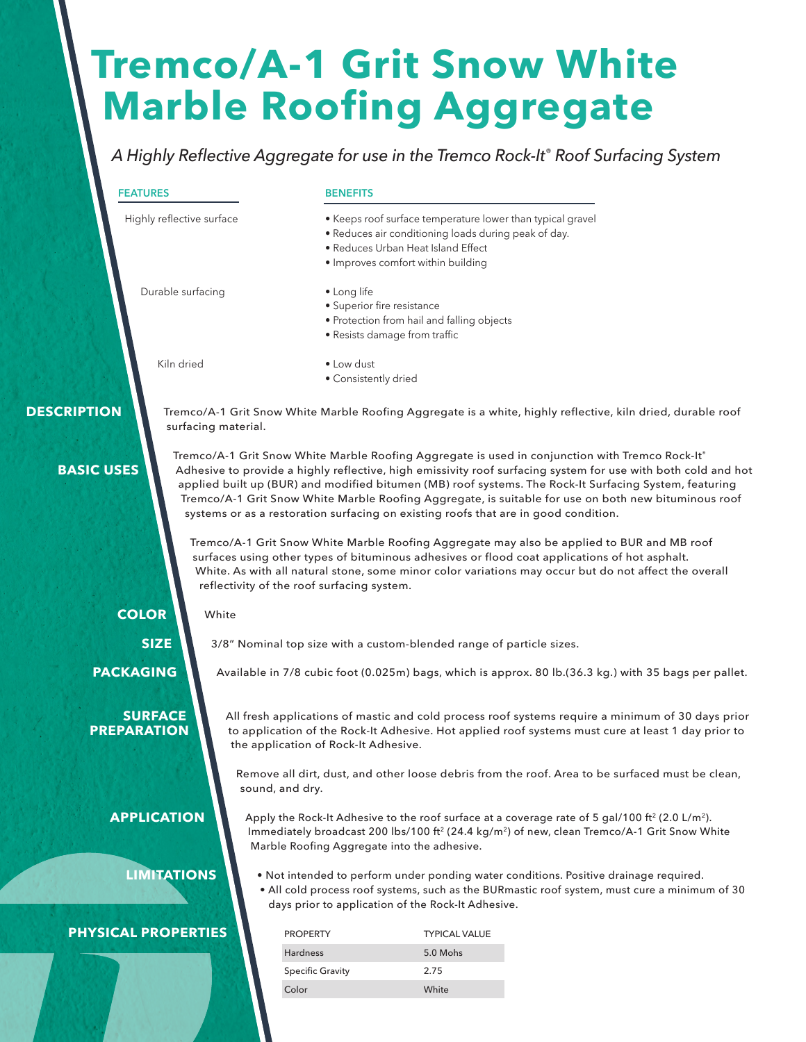# Tremco/A-1 Grit Snow White Marble Roofing Aggregate

*A Highly Reflective Aggregate for use in the Tremco Rock-It® Roof Surfacing System*

| FEATURES | BENEFITS |
|---|---|
| Highly reflective surface | • Keeps roof surface temperature lower than typical gravel<br>• Reduces air conditioning loads during peak of day.<br>• Reduces Urban Heat Island Effect<br>• Improves comfort within building |
| Durable surfacing | • Long life<br>• Superior fire resistance<br>• Protection from hail and falling objects<br>• Resists damage from traffic |
| Kiln dried | • Low dust<br>• Consistently dried |

## DESCRIPTION

Tremco/A-1 Grit Snow White Marble Roofing Aggregate is a white, highly reflective, kiln dried, durable roof surfacing material.

## BASIC USES

Tremco/A-1 Grit Snow White Marble Roofing Aggregate is used in conjunction with Tremco Rock-It® Adhesive to provide a highly reflective, high emissivity roof surfacing system for use with both cold and hot applied built up (BUR) and modified bitumen (MB) roof systems. The Rock-It Surfacing System, featuring Tremco/A-1 Grit Snow White Marble Roofing Aggregate, is suitable for use on both new bituminous roof systems or as a restoration surfacing on existing roofs that are in good condition.

Tremco/A-1 Grit Snow White Marble Roofing Aggregate may also be applied to BUR and MB roof surfaces using other types of bituminous adhesives or flood coat applications of hot asphalt. White. As with all natural stone, some minor color variations may occur but do not affect the overall reflectivity of the roof surfacing system.

## COLOR

White

## SIZE

3/8" Nominal top size with a custom-blended range of particle sizes.

## PACKAGING

Available in 7/8 cubic foot (0.025m) bags, which is approx. 80 lb.(36.3 kg.) with 35 bags per pallet.

## SURFACE PREPARATION

All fresh applications of mastic and cold process roof systems require a minimum of 30 days prior to application of the Rock-It Adhesive. Hot applied roof systems must cure at least 1 day prior to the application of Rock-It Adhesive.

Remove all dirt, dust, and other loose debris from the roof. Area to be surfaced must be clean, sound, and dry.

## APPLICATION

Apply the Rock-It Adhesive to the roof surface at a coverage rate of 5 gal/100 ft$^2$ (2.0 L/m$^2$). Immediately broadcast 200 lbs/100 ft$^2$ (24.4 kg/m$^2$) of new, clean Tremco/A-1 Grit Snow White Marble Roofing Aggregate into the adhesive.

## LIMITATIONS

- Not intended to perform under ponding water conditions. Positive drainage required.
- All cold process roof systems, such as the BURmastic roof system, must cure a minimum of 30 days prior to application of the Rock-It Adhesive.

## PHYSICAL PROPERTIES

| PROPERTY | TYPICAL VALUE |
|---|---|
| Hardness | 5.0 Mohs |
| Specific Gravity | 2.75 |
| Color | White |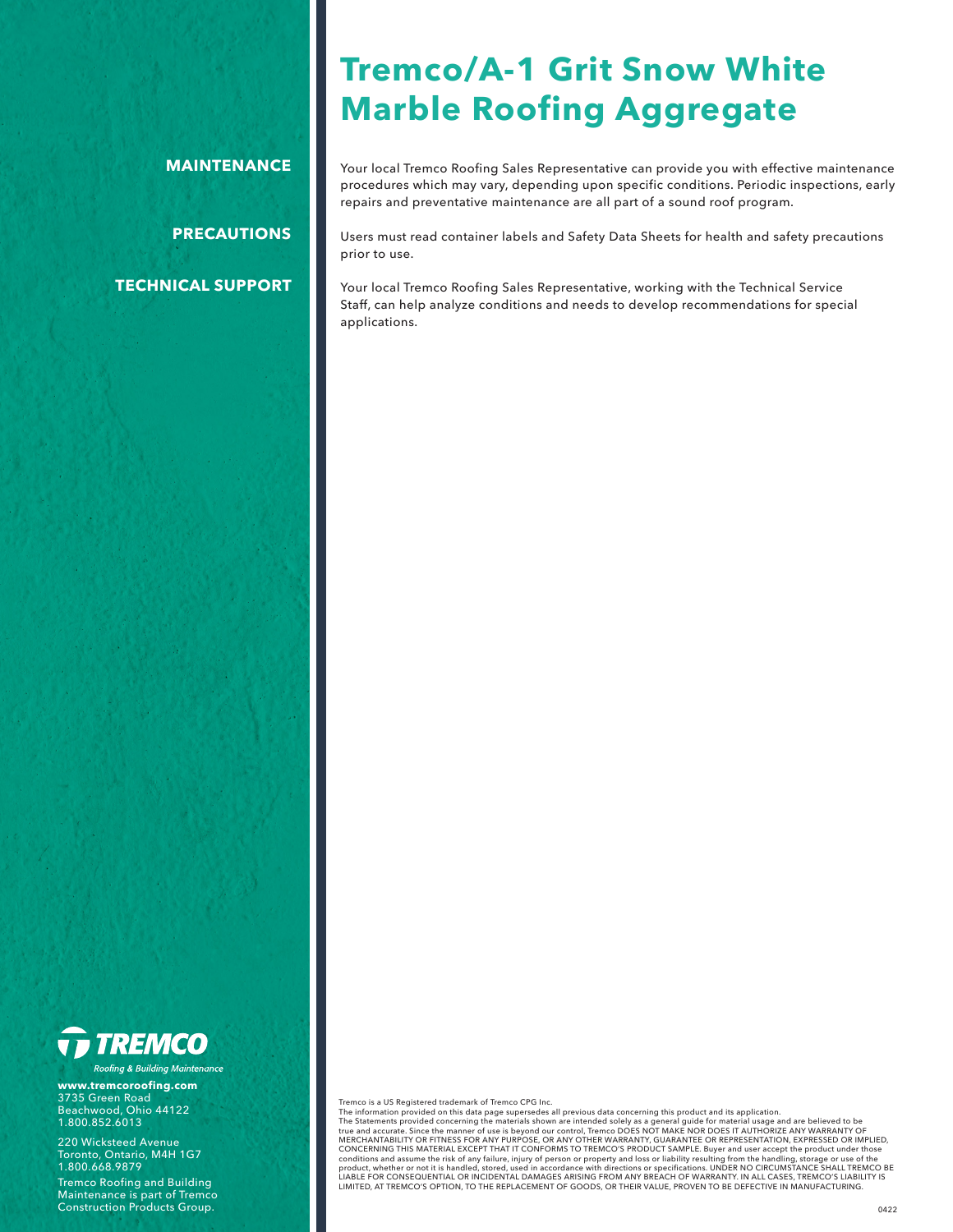# Tremco/A-1 Grit Snow White Marble Roofing Aggregate

**MAINTENANCE**

Your local Tremco Roofing Sales Representative can provide you with effective maintenance procedures which may vary, depending upon specific conditions. Periodic inspections, early repairs and preventative maintenance are all part of a sound roof program.

**PRECAUTIONS**

Users must read container labels and Safety Data Sheets for health and safety precautions prior to use.

**TECHNICAL SUPPORT**

Your local Tremco Roofing Sales Representative, working with the Technical Service Staff, can help analyze conditions and needs to develop recommendations for special applications.

TREMCO
*Roofing & Building Maintenance*

**www.tremcoroofing.com**
3735 Green Road
Beachwood, Ohio 44122
1.800.852.6013

220 Wicksteed Avenue
Toronto, Ontario, M4H 1G7
1.800.668.9879

Tremco Roofing and Building Maintenance is part of Tremco Construction Products Group.

Tremco is a US Registered trademark of Tremco CPG Inc.
The information provided on this data page supersedes all previous data concerning this product and its application.
The Statements provided concerning the materials shown are intended solely as a general guide for material usage and are believed to be true and accurate. Since the manner of use is beyond our control, Tremco DOES NOT MAKE NOR DOES IT AUTHORIZE ANY WARRANTY OF MERCHANTABILITY OR FITNESS FOR ANY PURPOSE, OR ANY OTHER WARRANTY, GUARANTEE OR REPRESENTATION, EXPRESSED OR IMPLIED, CONCERNING THIS MATERIAL EXCEPT THAT IT CONFORMS TO TREMCO'S PRODUCT SAMPLE. Buyer and user accept the product under those conditions and assume the risk of any failure, injury of person or property and loss or liability resulting from the handling, storage or use of the product, whether or not it is handled, stored, used in accordance with directions or specifications. UNDER NO CIRCUMSTANCE SHALL TREMCO BE LIABLE FOR CONSEQUENTIAL OR INCIDENTAL DAMAGES ARISING FROM ANY BREACH OF WARRANTY. IN ALL CASES, TREMCO'S LIABILITY IS LIMITED, AT TREMCO'S OPTION, TO THE REPLACEMENT OF GOODS, OR THEIR VALUE, PROVEN TO BE DEFECTIVE IN MANUFACTURING.

0422